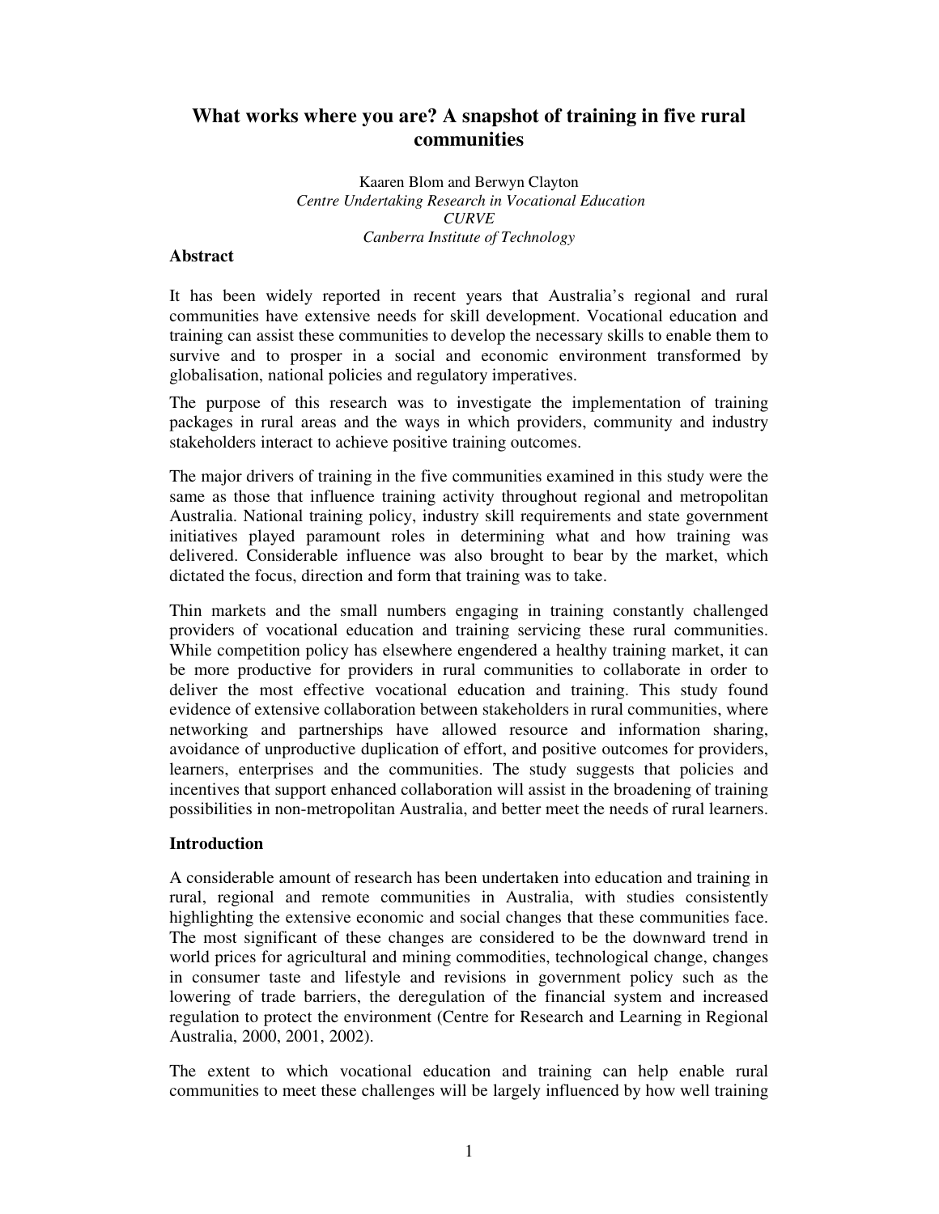# What works where you are? A snapshot of training in five rural communities

Kaaren Blom and Berwyn Clayton
*Centre Undertaking Research in Vocational Education*
*CURVE*
*Canberra Institute of Technology*

## Abstract

It has been widely reported in recent years that Australia's regional and rural communities have extensive needs for skill development. Vocational education and training can assist these communities to develop the necessary skills to enable them to survive and to prosper in a social and economic environment transformed by globalisation, national policies and regulatory imperatives.

The purpose of this research was to investigate the implementation of training packages in rural areas and the ways in which providers, community and industry stakeholders interact to achieve positive training outcomes.

The major drivers of training in the five communities examined in this study were the same as those that influence training activity throughout regional and metropolitan Australia. National training policy, industry skill requirements and state government initiatives played paramount roles in determining what and how training was delivered. Considerable influence was also brought to bear by the market, which dictated the focus, direction and form that training was to take.

Thin markets and the small numbers engaging in training constantly challenged providers of vocational education and training servicing these rural communities. While competition policy has elsewhere engendered a healthy training market, it can be more productive for providers in rural communities to collaborate in order to deliver the most effective vocational education and training. This study found evidence of extensive collaboration between stakeholders in rural communities, where networking and partnerships have allowed resource and information sharing, avoidance of unproductive duplication of effort, and positive outcomes for providers, learners, enterprises and the communities. The study suggests that policies and incentives that support enhanced collaboration will assist in the broadening of training possibilities in non-metropolitan Australia, and better meet the needs of rural learners.

## Introduction

A considerable amount of research has been undertaken into education and training in rural, regional and remote communities in Australia, with studies consistently highlighting the extensive economic and social changes that these communities face. The most significant of these changes are considered to be the downward trend in world prices for agricultural and mining commodities, technological change, changes in consumer taste and lifestyle and revisions in government policy such as the lowering of trade barriers, the deregulation of the financial system and increased regulation to protect the environment (Centre for Research and Learning in Regional Australia, 2000, 2001, 2002).

The extent to which vocational education and training can help enable rural communities to meet these challenges will be largely influenced by how well training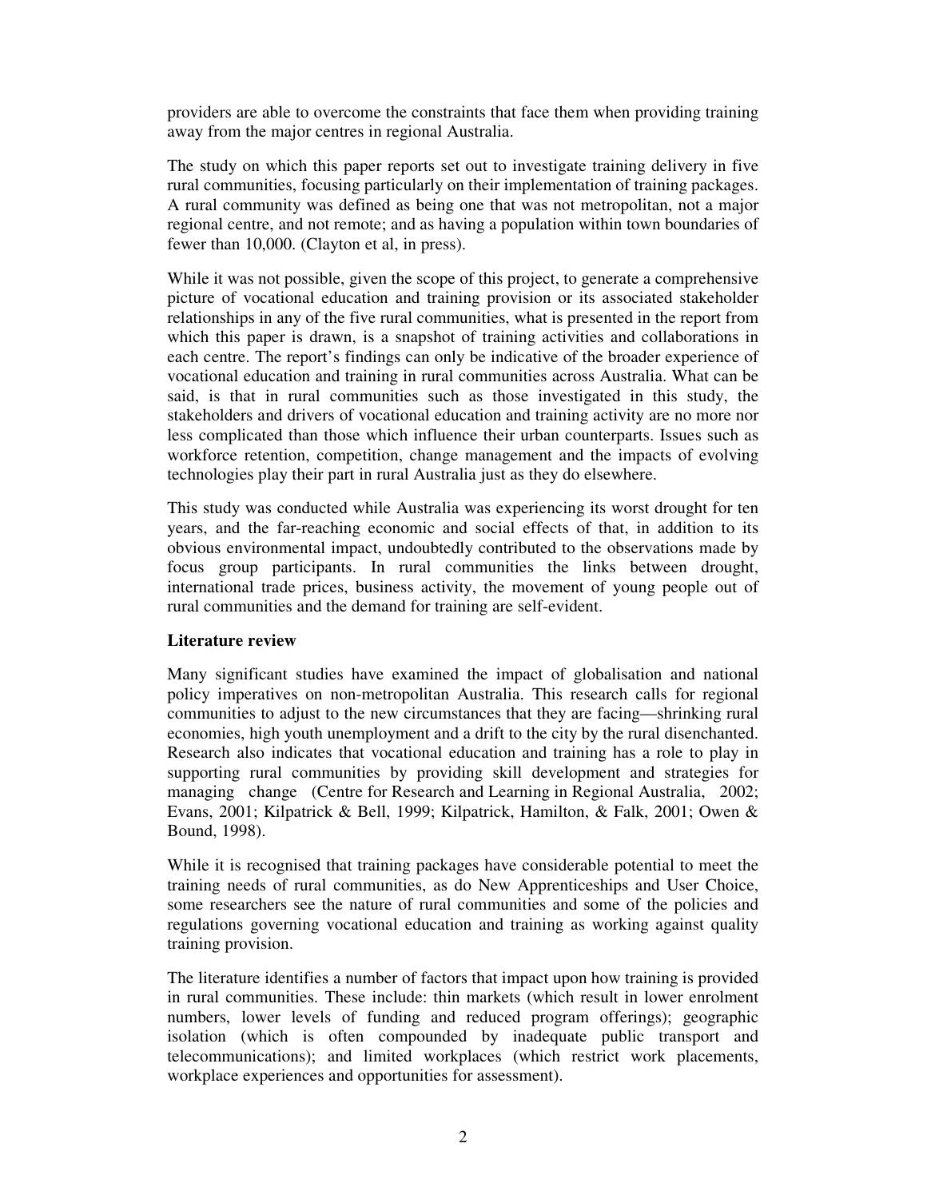providers are able to overcome the constraints that face them when providing training away from the major centres in regional Australia.

The study on which this paper reports set out to investigate training delivery in five rural communities, focusing particularly on their implementation of training packages. A rural community was defined as being one that was not metropolitan, not a major regional centre, and not remote; and as having a population within town boundaries of fewer than 10,000. (Clayton et al, in press).

While it was not possible, given the scope of this project, to generate a comprehensive picture of vocational education and training provision or its associated stakeholder relationships in any of the five rural communities, what is presented in the report from which this paper is drawn, is a snapshot of training activities and collaborations in each centre. The report's findings can only be indicative of the broader experience of vocational education and training in rural communities across Australia. What can be said, is that in rural communities such as those investigated in this study, the stakeholders and drivers of vocational education and training activity are no more nor less complicated than those which influence their urban counterparts. Issues such as workforce retention, competition, change management and the impacts of evolving technologies play their part in rural Australia just as they do elsewhere.

This study was conducted while Australia was experiencing its worst drought for ten years, and the far-reaching economic and social effects of that, in addition to its obvious environmental impact, undoubtedly contributed to the observations made by focus group participants. In rural communities the links between drought, international trade prices, business activity, the movement of young people out of rural communities and the demand for training are self-evident.

## Literature review

Many significant studies have examined the impact of globalisation and national policy imperatives on non-metropolitan Australia. This research calls for regional communities to adjust to the new circumstances that they are facing—shrinking rural economies, high youth unemployment and a drift to the city by the rural disenchanted. Research also indicates that vocational education and training has a role to play in supporting rural communities by providing skill development and strategies for managing change (Centre for Research and Learning in Regional Australia, 2002; Evans, 2001; Kilpatrick & Bell, 1999; Kilpatrick, Hamilton, & Falk, 2001; Owen & Bound, 1998).

While it is recognised that training packages have considerable potential to meet the training needs of rural communities, as do New Apprenticeships and User Choice, some researchers see the nature of rural communities and some of the policies and regulations governing vocational education and training as working against quality training provision.

The literature identifies a number of factors that impact upon how training is provided in rural communities. These include: thin markets (which result in lower enrolment numbers, lower levels of funding and reduced program offerings); geographic isolation (which is often compounded by inadequate public transport and telecommunications); and limited workplaces (which restrict work placements, workplace experiences and opportunities for assessment).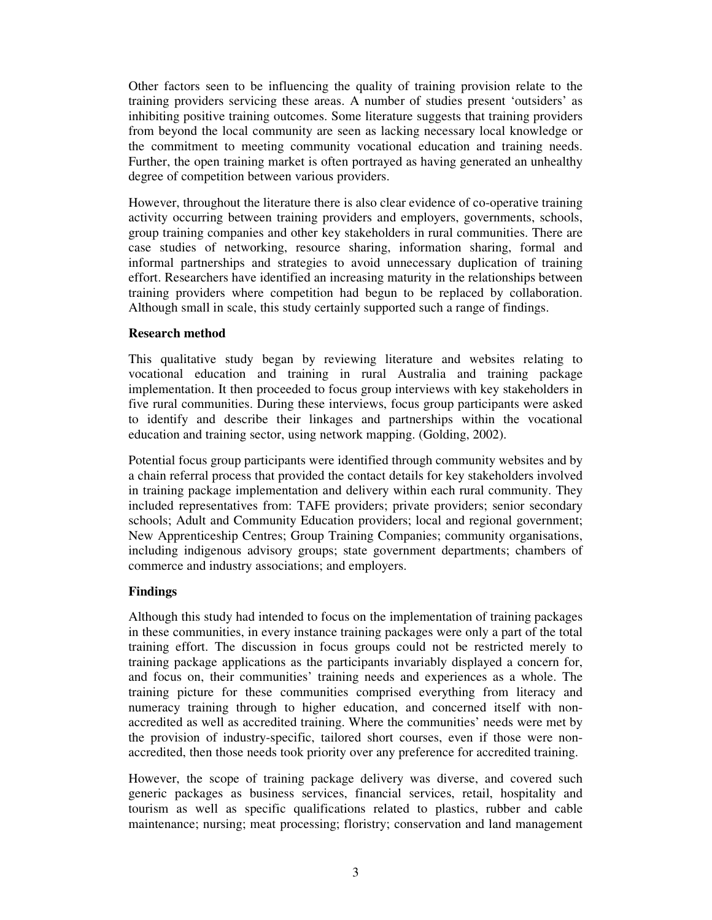Other factors seen to be influencing the quality of training provision relate to the training providers servicing these areas. A number of studies present 'outsiders' as inhibiting positive training outcomes. Some literature suggests that training providers from beyond the local community are seen as lacking necessary local knowledge or the commitment to meeting community vocational education and training needs. Further, the open training market is often portrayed as having generated an unhealthy degree of competition between various providers.

However, throughout the literature there is also clear evidence of co-operative training activity occurring between training providers and employers, governments, schools, group training companies and other key stakeholders in rural communities. There are case studies of networking, resource sharing, information sharing, formal and informal partnerships and strategies to avoid unnecessary duplication of training effort. Researchers have identified an increasing maturity in the relationships between training providers where competition had begun to be replaced by collaboration. Although small in scale, this study certainly supported such a range of findings.

**Research method**

This qualitative study began by reviewing literature and websites relating to vocational education and training in rural Australia and training package implementation. It then proceeded to focus group interviews with key stakeholders in five rural communities. During these interviews, focus group participants were asked to identify and describe their linkages and partnerships within the vocational education and training sector, using network mapping. (Golding, 2002).

Potential focus group participants were identified through community websites and by a chain referral process that provided the contact details for key stakeholders involved in training package implementation and delivery within each rural community. They included representatives from: TAFE providers; private providers; senior secondary schools; Adult and Community Education providers; local and regional government; New Apprenticeship Centres; Group Training Companies; community organisations, including indigenous advisory groups; state government departments; chambers of commerce and industry associations; and employers.

**Findings**

Although this study had intended to focus on the implementation of training packages in these communities, in every instance training packages were only a part of the total training effort. The discussion in focus groups could not be restricted merely to training package applications as the participants invariably displayed a concern for, and focus on, their communities' training needs and experiences as a whole. The training picture for these communities comprised everything from literacy and numeracy training through to higher education, and concerned itself with non-accredited as well as accredited training. Where the communities' needs were met by the provision of industry-specific, tailored short courses, even if those were non-accredited, then those needs took priority over any preference for accredited training.

However, the scope of training package delivery was diverse, and covered such generic packages as business services, financial services, retail, hospitality and tourism as well as specific qualifications related to plastics, rubber and cable maintenance; nursing; meat processing; floristry; conservation and land management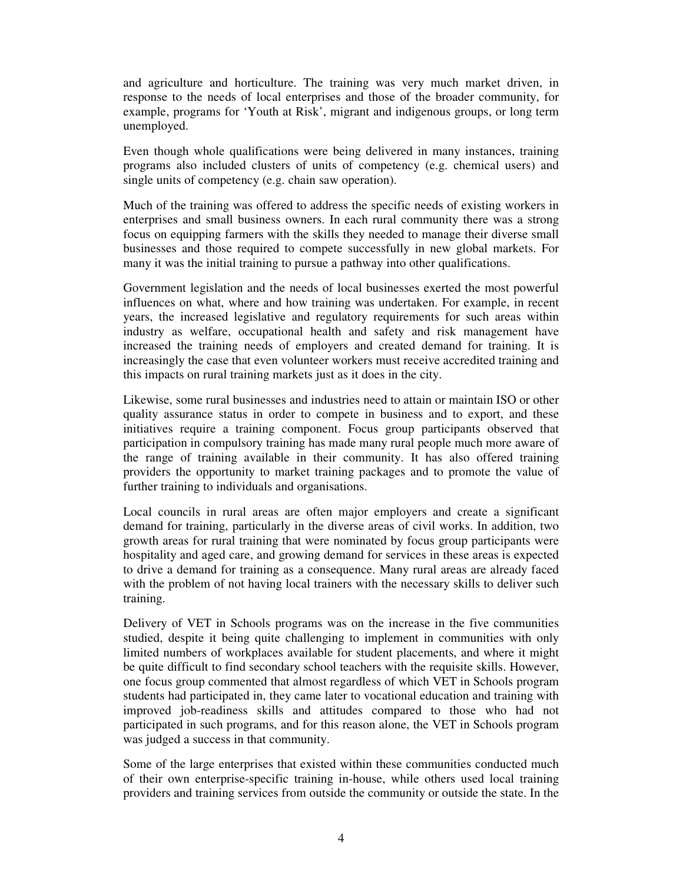and agriculture and horticulture. The training was very much market driven, in response to the needs of local enterprises and those of the broader community, for example, programs for 'Youth at Risk', migrant and indigenous groups, or long term unemployed.

Even though whole qualifications were being delivered in many instances, training programs also included clusters of units of competency (e.g. chemical users) and single units of competency (e.g. chain saw operation).

Much of the training was offered to address the specific needs of existing workers in enterprises and small business owners. In each rural community there was a strong focus on equipping farmers with the skills they needed to manage their diverse small businesses and those required to compete successfully in new global markets. For many it was the initial training to pursue a pathway into other qualifications.

Government legislation and the needs of local businesses exerted the most powerful influences on what, where and how training was undertaken. For example, in recent years, the increased legislative and regulatory requirements for such areas within industry as welfare, occupational health and safety and risk management have increased the training needs of employers and created demand for training. It is increasingly the case that even volunteer workers must receive accredited training and this impacts on rural training markets just as it does in the city.

Likewise, some rural businesses and industries need to attain or maintain ISO or other quality assurance status in order to compete in business and to export, and these initiatives require a training component. Focus group participants observed that participation in compulsory training has made many rural people much more aware of the range of training available in their community. It has also offered training providers the opportunity to market training packages and to promote the value of further training to individuals and organisations.

Local councils in rural areas are often major employers and create a significant demand for training, particularly in the diverse areas of civil works. In addition, two growth areas for rural training that were nominated by focus group participants were hospitality and aged care, and growing demand for services in these areas is expected to drive a demand for training as a consequence. Many rural areas are already faced with the problem of not having local trainers with the necessary skills to deliver such training.

Delivery of VET in Schools programs was on the increase in the five communities studied, despite it being quite challenging to implement in communities with only limited numbers of workplaces available for student placements, and where it might be quite difficult to find secondary school teachers with the requisite skills. However, one focus group commented that almost regardless of which VET in Schools program students had participated in, they came later to vocational education and training with improved job-readiness skills and attitudes compared to those who had not participated in such programs, and for this reason alone, the VET in Schools program was judged a success in that community.

Some of the large enterprises that existed within these communities conducted much of their own enterprise-specific training in-house, while others used local training providers and training services from outside the community or outside the state. In the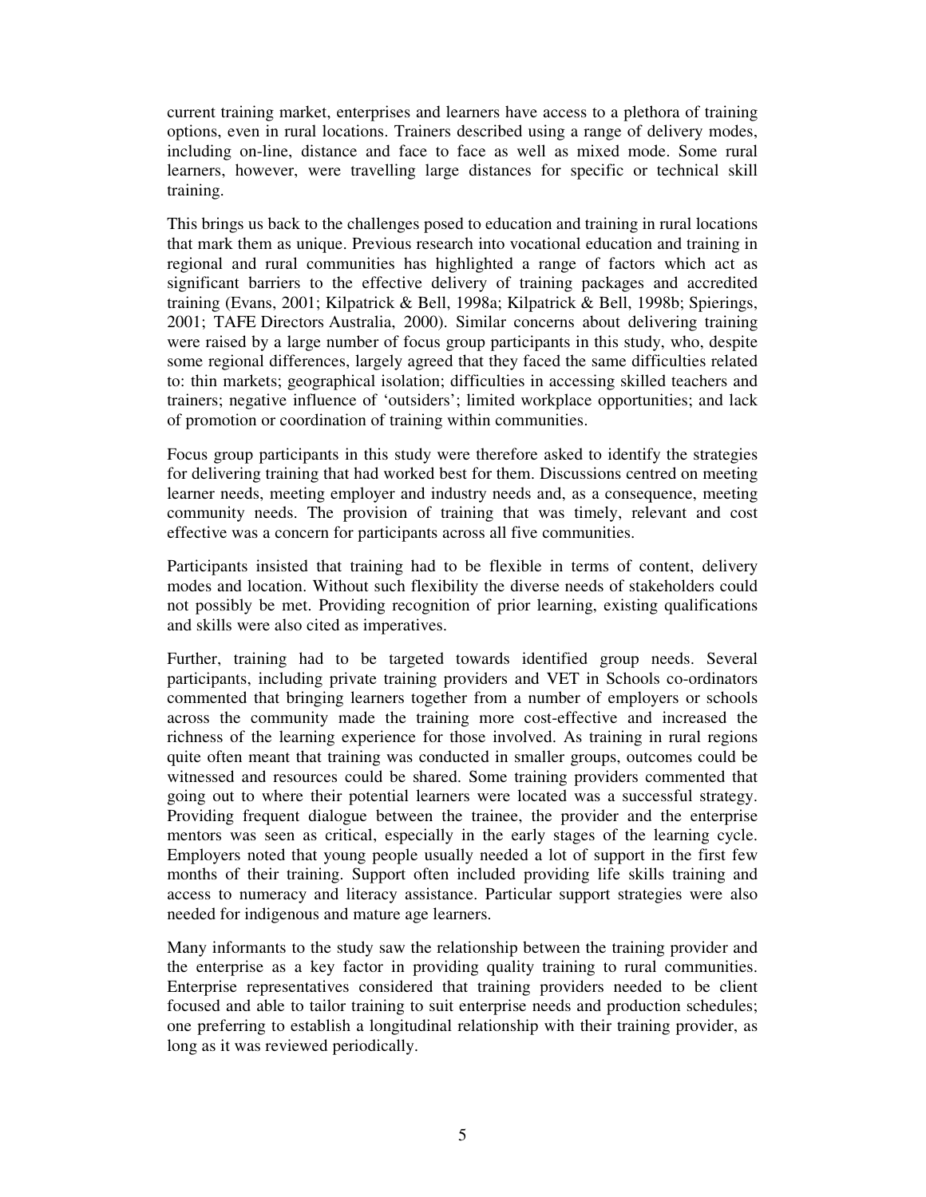current training market, enterprises and learners have access to a plethora of training options, even in rural locations. Trainers described using a range of delivery modes, including on-line, distance and face to face as well as mixed mode. Some rural learners, however, were travelling large distances for specific or technical skill training.

This brings us back to the challenges posed to education and training in rural locations that mark them as unique. Previous research into vocational education and training in regional and rural communities has highlighted a range of factors which act as significant barriers to the effective delivery of training packages and accredited training (Evans, 2001; Kilpatrick & Bell, 1998a; Kilpatrick & Bell, 1998b; Spierings, 2001; TAFE Directors Australia, 2000). Similar concerns about delivering training were raised by a large number of focus group participants in this study, who, despite some regional differences, largely agreed that they faced the same difficulties related to: thin markets; geographical isolation; difficulties in accessing skilled teachers and trainers; negative influence of 'outsiders'; limited workplace opportunities; and lack of promotion or coordination of training within communities.

Focus group participants in this study were therefore asked to identify the strategies for delivering training that had worked best for them. Discussions centred on meeting learner needs, meeting employer and industry needs and, as a consequence, meeting community needs. The provision of training that was timely, relevant and cost effective was a concern for participants across all five communities.

Participants insisted that training had to be flexible in terms of content, delivery modes and location. Without such flexibility the diverse needs of stakeholders could not possibly be met. Providing recognition of prior learning, existing qualifications and skills were also cited as imperatives.

Further, training had to be targeted towards identified group needs. Several participants, including private training providers and VET in Schools co-ordinators commented that bringing learners together from a number of employers or schools across the community made the training more cost-effective and increased the richness of the learning experience for those involved. As training in rural regions quite often meant that training was conducted in smaller groups, outcomes could be witnessed and resources could be shared. Some training providers commented that going out to where their potential learners were located was a successful strategy. Providing frequent dialogue between the trainee, the provider and the enterprise mentors was seen as critical, especially in the early stages of the learning cycle. Employers noted that young people usually needed a lot of support in the first few months of their training. Support often included providing life skills training and access to numeracy and literacy assistance. Particular support strategies were also needed for indigenous and mature age learners.

Many informants to the study saw the relationship between the training provider and the enterprise as a key factor in providing quality training to rural communities. Enterprise representatives considered that training providers needed to be client focused and able to tailor training to suit enterprise needs and production schedules; one preferring to establish a longitudinal relationship with their training provider, as long as it was reviewed periodically.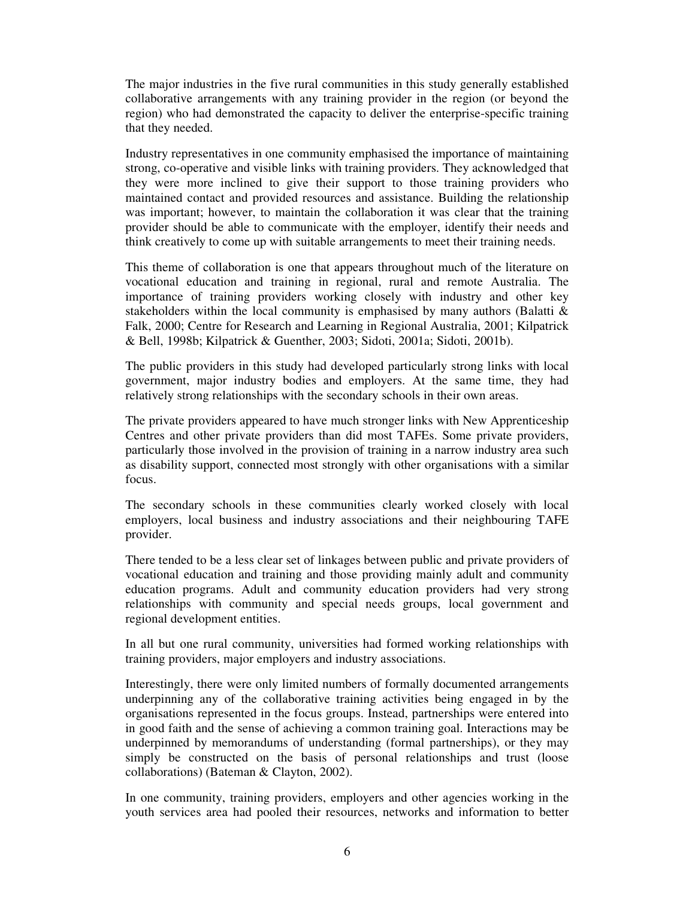The major industries in the five rural communities in this study generally established collaborative arrangements with any training provider in the region (or beyond the region) who had demonstrated the capacity to deliver the enterprise-specific training that they needed.

Industry representatives in one community emphasised the importance of maintaining strong, co-operative and visible links with training providers. They acknowledged that they were more inclined to give their support to those training providers who maintained contact and provided resources and assistance. Building the relationship was important; however, to maintain the collaboration it was clear that the training provider should be able to communicate with the employer, identify their needs and think creatively to come up with suitable arrangements to meet their training needs.

This theme of collaboration is one that appears throughout much of the literature on vocational education and training in regional, rural and remote Australia. The importance of training providers working closely with industry and other key stakeholders within the local community is emphasised by many authors (Balatti & Falk, 2000; Centre for Research and Learning in Regional Australia, 2001; Kilpatrick & Bell, 1998b; Kilpatrick & Guenther, 2003; Sidoti, 2001a; Sidoti, 2001b).

The public providers in this study had developed particularly strong links with local government, major industry bodies and employers. At the same time, they had relatively strong relationships with the secondary schools in their own areas.

The private providers appeared to have much stronger links with New Apprenticeship Centres and other private providers than did most TAFEs. Some private providers, particularly those involved in the provision of training in a narrow industry area such as disability support, connected most strongly with other organisations with a similar focus.

The secondary schools in these communities clearly worked closely with local employers, local business and industry associations and their neighbouring TAFE provider.

There tended to be a less clear set of linkages between public and private providers of vocational education and training and those providing mainly adult and community education programs. Adult and community education providers had very strong relationships with community and special needs groups, local government and regional development entities.

In all but one rural community, universities had formed working relationships with training providers, major employers and industry associations.

Interestingly, there were only limited numbers of formally documented arrangements underpinning any of the collaborative training activities being engaged in by the organisations represented in the focus groups. Instead, partnerships were entered into in good faith and the sense of achieving a common training goal. Interactions may be underpinned by memorandums of understanding (formal partnerships), or they may simply be constructed on the basis of personal relationships and trust (loose collaborations) (Bateman & Clayton, 2002).

In one community, training providers, employers and other agencies working in the youth services area had pooled their resources, networks and information to better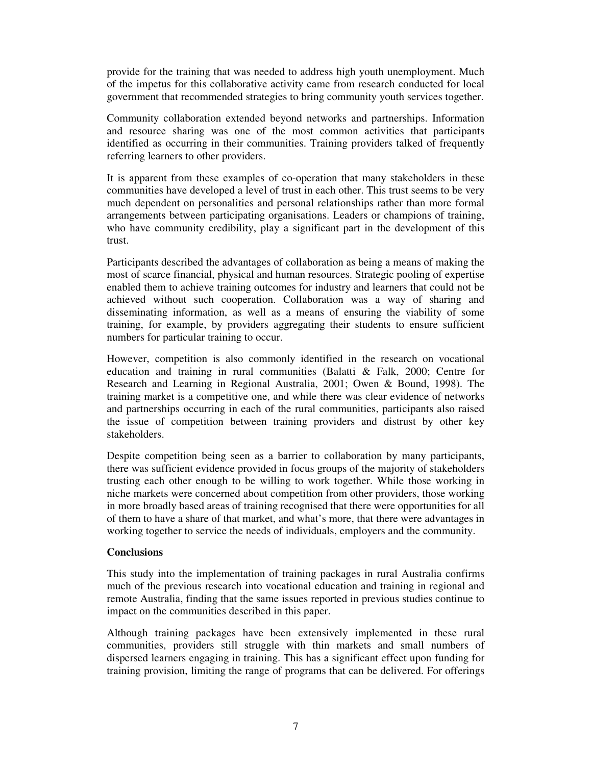provide for the training that was needed to address high youth unemployment. Much of the impetus for this collaborative activity came from research conducted for local government that recommended strategies to bring community youth services together.

Community collaboration extended beyond networks and partnerships. Information and resource sharing was one of the most common activities that participants identified as occurring in their communities. Training providers talked of frequently referring learners to other providers.

It is apparent from these examples of co-operation that many stakeholders in these communities have developed a level of trust in each other. This trust seems to be very much dependent on personalities and personal relationships rather than more formal arrangements between participating organisations. Leaders or champions of training, who have community credibility, play a significant part in the development of this trust.

Participants described the advantages of collaboration as being a means of making the most of scarce financial, physical and human resources. Strategic pooling of expertise enabled them to achieve training outcomes for industry and learners that could not be achieved without such cooperation. Collaboration was a way of sharing and disseminating information, as well as a means of ensuring the viability of some training, for example, by providers aggregating their students to ensure sufficient numbers for particular training to occur.

However, competition is also commonly identified in the research on vocational education and training in rural communities (Balatti & Falk, 2000; Centre for Research and Learning in Regional Australia, 2001; Owen & Bound, 1998). The training market is a competitive one, and while there was clear evidence of networks and partnerships occurring in each of the rural communities, participants also raised the issue of competition between training providers and distrust by other key stakeholders.

Despite competition being seen as a barrier to collaboration by many participants, there was sufficient evidence provided in focus groups of the majority of stakeholders trusting each other enough to be willing to work together. While those working in niche markets were concerned about competition from other providers, those working in more broadly based areas of training recognised that there were opportunities for all of them to have a share of that market, and what's more, that there were advantages in working together to service the needs of individuals, employers and the community.

## Conclusions

This study into the implementation of training packages in rural Australia confirms much of the previous research into vocational education and training in regional and remote Australia, finding that the same issues reported in previous studies continue to impact on the communities described in this paper.

Although training packages have been extensively implemented in these rural communities, providers still struggle with thin markets and small numbers of dispersed learners engaging in training. This has a significant effect upon funding for training provision, limiting the range of programs that can be delivered. For offerings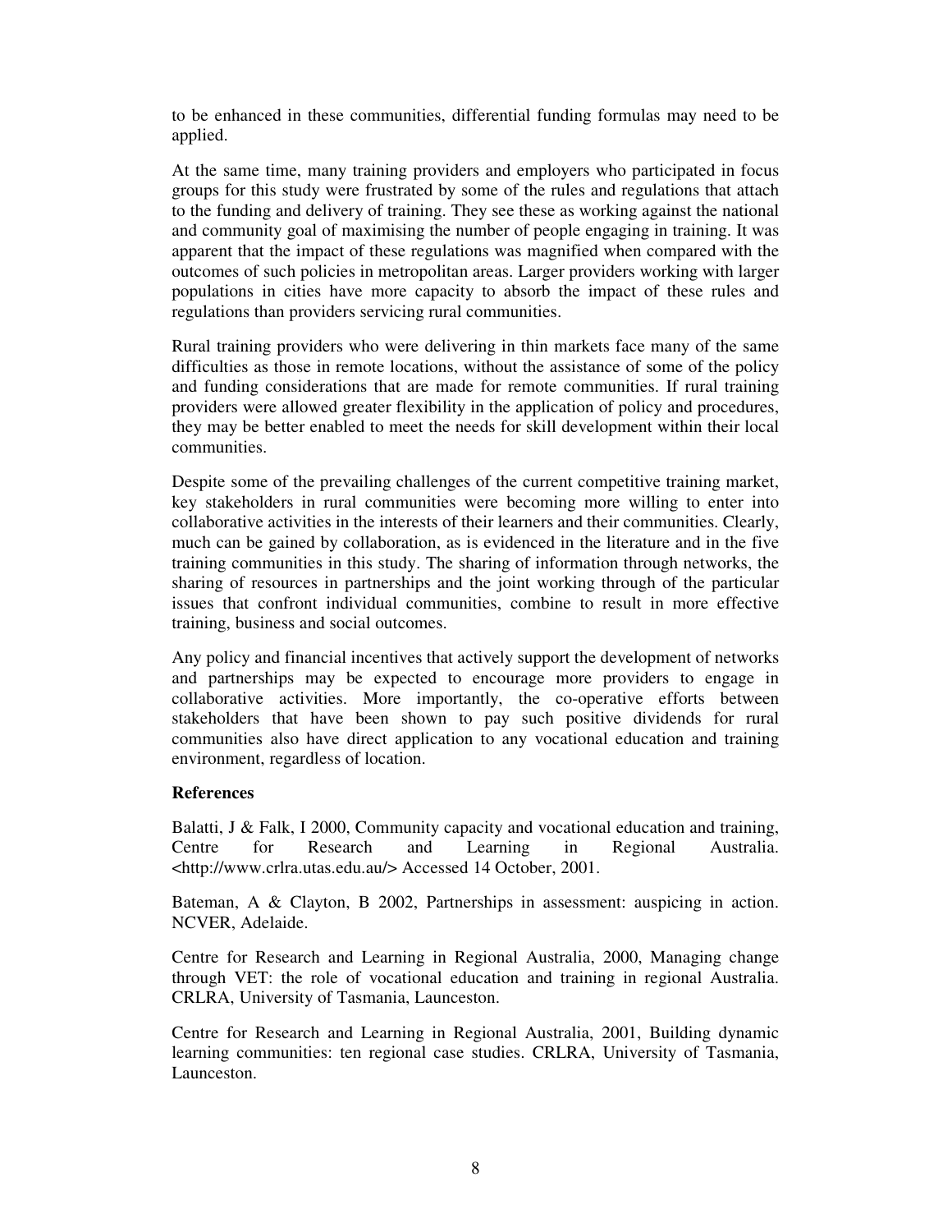to be enhanced in these communities, differential funding formulas may need to be applied.

At the same time, many training providers and employers who participated in focus groups for this study were frustrated by some of the rules and regulations that attach to the funding and delivery of training. They see these as working against the national and community goal of maximising the number of people engaging in training. It was apparent that the impact of these regulations was magnified when compared with the outcomes of such policies in metropolitan areas. Larger providers working with larger populations in cities have more capacity to absorb the impact of these rules and regulations than providers servicing rural communities.

Rural training providers who were delivering in thin markets face many of the same difficulties as those in remote locations, without the assistance of some of the policy and funding considerations that are made for remote communities. If rural training providers were allowed greater flexibility in the application of policy and procedures, they may be better enabled to meet the needs for skill development within their local communities.

Despite some of the prevailing challenges of the current competitive training market, key stakeholders in rural communities were becoming more willing to enter into collaborative activities in the interests of their learners and their communities. Clearly, much can be gained by collaboration, as is evidenced in the literature and in the five training communities in this study. The sharing of information through networks, the sharing of resources in partnerships and the joint working through of the particular issues that confront individual communities, combine to result in more effective training, business and social outcomes.

Any policy and financial incentives that actively support the development of networks and partnerships may be expected to encourage more providers to engage in collaborative activities. More importantly, the co-operative efforts between stakeholders that have been shown to pay such positive dividends for rural communities also have direct application to any vocational education and training environment, regardless of location.

**References**

Balatti, J & Falk, I 2000, Community capacity and vocational education and training, Centre for Research and Learning in Regional Australia. <http://www.crlra.utas.edu.au/> Accessed 14 October, 2001.

Bateman, A & Clayton, B 2002, Partnerships in assessment: auspicing in action. NCVER, Adelaide.

Centre for Research and Learning in Regional Australia, 2000, Managing change through VET: the role of vocational education and training in regional Australia. CRLRA, University of Tasmania, Launceston.

Centre for Research and Learning in Regional Australia, 2001, Building dynamic learning communities: ten regional case studies. CRLRA, University of Tasmania, Launceston.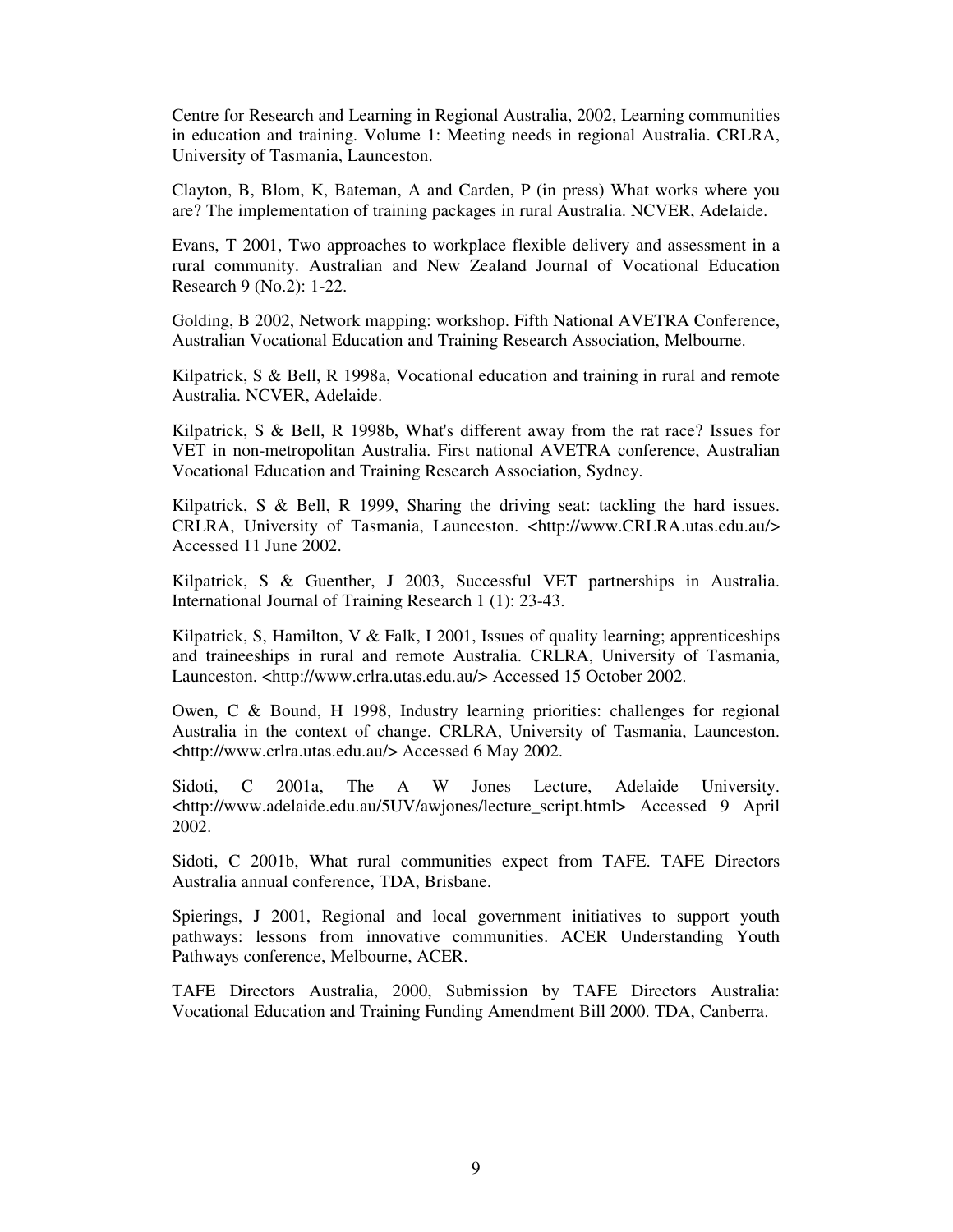Centre for Research and Learning in Regional Australia, 2002, Learning communities in education and training. Volume 1: Meeting needs in regional Australia. CRLRA, University of Tasmania, Launceston.

Clayton, B, Blom, K, Bateman, A and Carden, P (in press) What works where you are? The implementation of training packages in rural Australia. NCVER, Adelaide.

Evans, T 2001, Two approaches to workplace flexible delivery and assessment in a rural community. Australian and New Zealand Journal of Vocational Education Research 9 (No.2): 1-22.

Golding, B 2002, Network mapping: workshop. Fifth National AVETRA Conference, Australian Vocational Education and Training Research Association, Melbourne.

Kilpatrick, S & Bell, R 1998a, Vocational education and training in rural and remote Australia. NCVER, Adelaide.

Kilpatrick, S & Bell, R 1998b, What's different away from the rat race? Issues for VET in non-metropolitan Australia. First national AVETRA conference, Australian Vocational Education and Training Research Association, Sydney.

Kilpatrick, S & Bell, R 1999, Sharing the driving seat: tackling the hard issues. CRLRA, University of Tasmania, Launceston. <http://www.CRLRA.utas.edu.au/> Accessed 11 June 2002.

Kilpatrick, S & Guenther, J 2003, Successful VET partnerships in Australia. International Journal of Training Research 1 (1): 23-43.

Kilpatrick, S, Hamilton, V & Falk, I 2001, Issues of quality learning; apprenticeships and traineeships in rural and remote Australia. CRLRA, University of Tasmania, Launceston. <http://www.crlra.utas.edu.au/> Accessed 15 October 2002.

Owen, C & Bound, H 1998, Industry learning priorities: challenges for regional Australia in the context of change. CRLRA, University of Tasmania, Launceston. <http://www.crlra.utas.edu.au/> Accessed 6 May 2002.

Sidoti, C 2001a, The A W Jones Lecture, Adelaide University. <http://www.adelaide.edu.au/5UV/awjones/lecture_script.html> Accessed 9 April 2002.

Sidoti, C 2001b, What rural communities expect from TAFE. TAFE Directors Australia annual conference, TDA, Brisbane.

Spierings, J 2001, Regional and local government initiatives to support youth pathways: lessons from innovative communities. ACER Understanding Youth Pathways conference, Melbourne, ACER.

TAFE Directors Australia, 2000, Submission by TAFE Directors Australia: Vocational Education and Training Funding Amendment Bill 2000. TDA, Canberra.